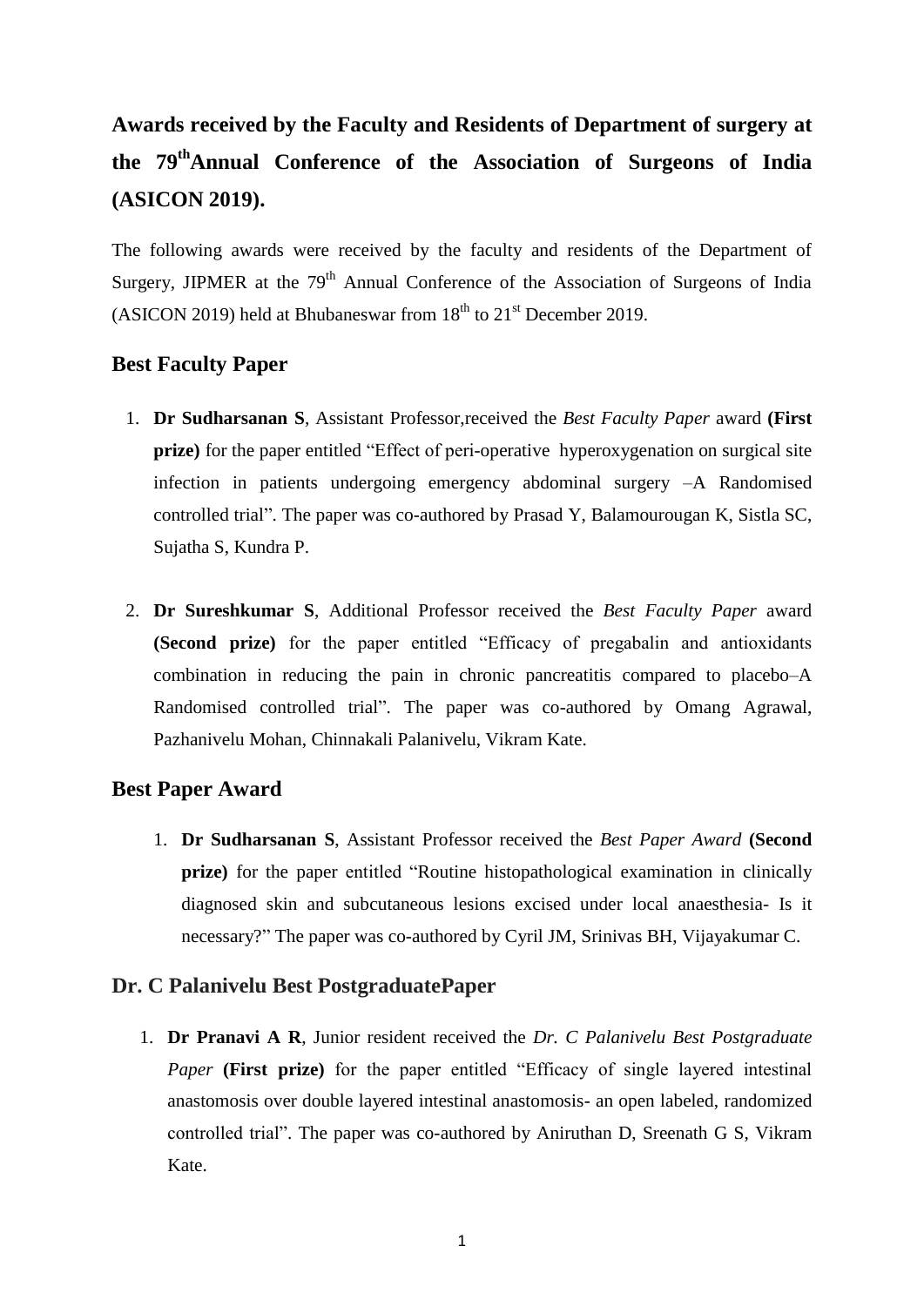# Awards received by the Faculty and Residents of Department of surgery at the 79th Annual Conference of the Association of Surgeons of India (ASICON 2019).

The following awards were received by the faculty and residents of the Department of Surgery, JIPMER at the 79th Annual Conference of the Association of Surgeons of India (ASICON 2019) held at Bhubaneswar from 18th to 21st December 2019.

## Best Faculty Paper

1. **Dr Sudharsanan S**, Assistant Professor,received the *Best Faculty Paper* award **(First prize)** for the paper entitled "Effect of peri-operative hyperoxygenation on surgical site infection in patients undergoing emergency abdominal surgery –A Randomised controlled trial". The paper was co-authored by Prasad Y, Balamourougan K, Sistla SC, Sujatha S, Kundra P.

2. **Dr Sureshkumar S**, Additional Professor received the *Best Faculty Paper* award **(Second prize)** for the paper entitled "Efficacy of pregabalin and antioxidants combination in reducing the pain in chronic pancreatitis compared to placebo–A Randomised controlled trial". The paper was co-authored by Omang Agrawal, Pazhanivelu Mohan, Chinnakali Palanivelu, Vikram Kate.

## Best Paper Award

1. **Dr Sudharsanan S**, Assistant Professor received the *Best Paper Award* **(Second prize)** for the paper entitled "Routine histopathological examination in clinically diagnosed skin and subcutaneous lesions excised under local anaesthesia- Is it necessary?" The paper was co-authored by Cyril JM, Srinivas BH, Vijayakumar C.

## Dr. C Palanivelu Best PostgraduatePaper

1. **Dr Pranavi A R**, Junior resident received the *Dr. C Palanivelu Best Postgraduate Paper* **(First prize)** for the paper entitled "Efficacy of single layered intestinal anastomosis over double layered intestinal anastomosis- an open labeled, randomized controlled trial". The paper was co-authored by Aniruthan D, Sreenath G S, Vikram Kate.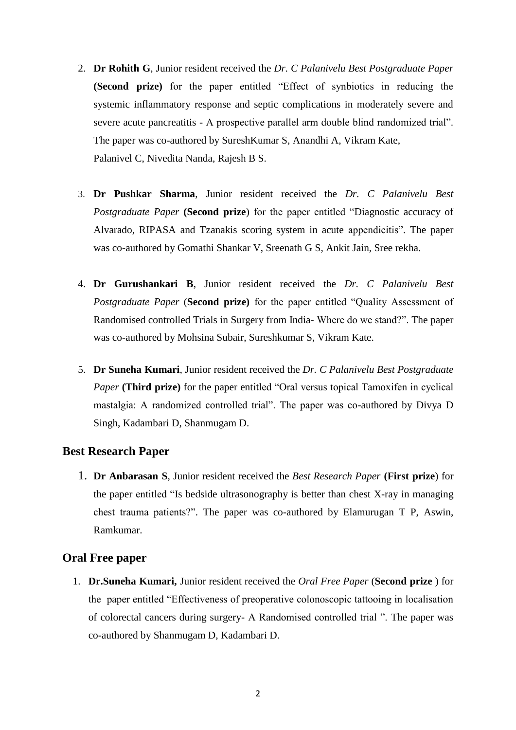2. **Dr Rohith G**, Junior resident received the *Dr. C Palanivelu Best Postgraduate Paper* **(Second prize)** for the paper entitled "Effect of synbiotics in reducing the systemic inflammatory response and septic complications in moderately severe and severe acute pancreatitis - A prospective parallel arm double blind randomized trial". The paper was co-authored by SureshKumar S, Anandhi A, Vikram Kate, Palanivel C, Nivedita Nanda, Rajesh B S.

3. **Dr Pushkar Sharma**, Junior resident received the *Dr. C Palanivelu Best Postgraduate Paper* **(Second prize**) for the paper entitled "Diagnostic accuracy of Alvarado, RIPASA and Tzanakis scoring system in acute appendicitis". The paper was co-authored by Gomathi Shankar V, Sreenath G S, Ankit Jain, Sree rekha.

4. **Dr Gurushankari B**, Junior resident received the *Dr. C Palanivelu Best Postgraduate Paper* (**Second prize)** for the paper entitled "Quality Assessment of Randomised controlled Trials in Surgery from India- Where do we stand?". The paper was co-authored by Mohsina Subair, Sureshkumar S, Vikram Kate.

5. **Dr Suneha Kumari**, Junior resident received the *Dr. C Palanivelu Best Postgraduate Paper* **(Third prize)** for the paper entitled "Oral versus topical Tamoxifen in cyclical mastalgia: A randomized controlled trial". The paper was co-authored by Divya D Singh, Kadambari D, Shanmugam D.

## Best Research Paper

1. **Dr Anbarasan S**, Junior resident received the *Best Research Paper* **(First prize**) for the paper entitled "Is bedside ultrasonography is better than chest X-ray in managing chest trauma patients?". The paper was co-authored by Elamurugan T P, Aswin, Ramkumar.

## Oral Free paper

1. **Dr.Suneha Kumari,** Junior resident received the *Oral Free Paper* (**Second prize** ) for the paper entitled "Effectiveness of preoperative colonoscopic tattooing in localisation of colorectal cancers during surgery- A Randomised controlled trial ". The paper was co-authored by Shanmugam D, Kadambari D.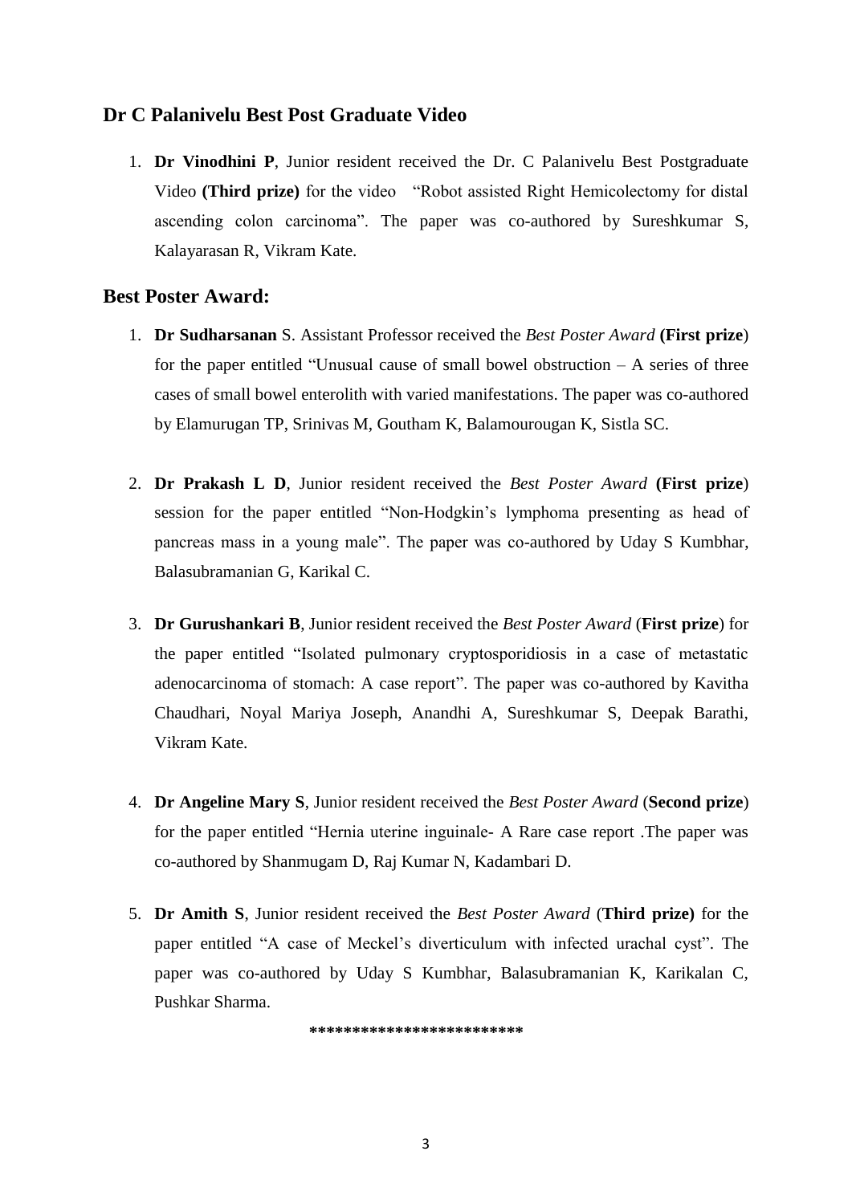## Dr C Palanivelu Best Post Graduate Video

1. **Dr Vinodhini P**, Junior resident received the Dr. C Palanivelu Best Postgraduate Video **(Third prize)** for the video "Robot assisted Right Hemicolectomy for distal ascending colon carcinoma". The paper was co-authored by Sureshkumar S, Kalayarasan R, Vikram Kate.

## Best Poster Award:

1. **Dr Sudharsanan** S. Assistant Professor received the *Best Poster Award* **(First prize**) for the paper entitled "Unusual cause of small bowel obstruction – A series of three cases of small bowel enterolith with varied manifestations. The paper was co-authored by Elamurugan TP, Srinivas M, Goutham K, Balamourougan K, Sistla SC.

2. **Dr Prakash L D**, Junior resident received the *Best Poster Award* **(First prize**) session for the paper entitled "Non-Hodgkin's lymphoma presenting as head of pancreas mass in a young male". The paper was co-authored by Uday S Kumbhar, Balasubramanian G, Karikal C.

3. **Dr Gurushankari B**, Junior resident received the *Best Poster Award* (**First prize**) for the paper entitled "Isolated pulmonary cryptosporidiosis in a case of metastatic adenocarcinoma of stomach: A case report". The paper was co-authored by Kavitha Chaudhari, Noyal Mariya Joseph, Anandhi A, Sureshkumar S, Deepak Barathi, Vikram Kate.

4. **Dr Angeline Mary S**, Junior resident received the *Best Poster Award* (**Second prize**) for the paper entitled "Hernia uterine inguinale- A Rare case report .The paper was co-authored by Shanmugam D, Raj Kumar N, Kadambari D.

5. **Dr Amith S**, Junior resident received the *Best Poster Award* (**Third prize)** for the paper entitled "A case of Meckel's diverticulum with infected urachal cyst". The paper was co-authored by Uday S Kumbhar, Balasubramanian K, Karikalan C, Pushkar Sharma.

*************************